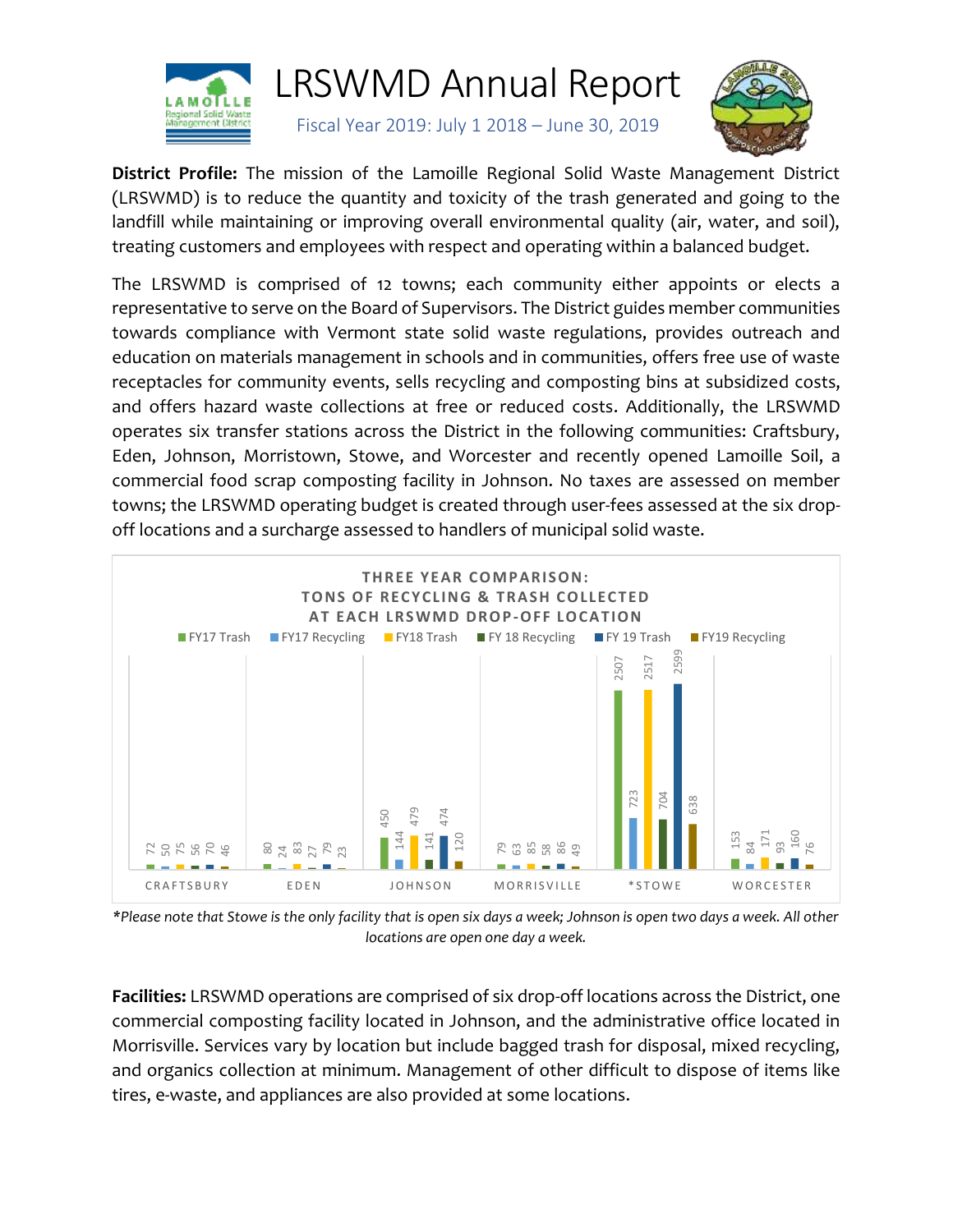# LRSWMD Annual Report

Fiscal Year 2019: July 1 2018 – June 30, 2019

**District Profile:** The mission of the Lamoille Regional Solid Waste Management District (LRSWMD) is to reduce the quantity and toxicity of the trash generated and going to the landfill while maintaining or improving overall environmental quality (air, water, and soil), treating customers and employees with respect and operating within a balanced budget.

The LRSWMD is comprised of 12 towns; each community either appoints or elects a representative to serve on the Board of Supervisors. The District guides member communities towards compliance with Vermont state solid waste regulations, provides outreach and education on materials management in schools and in communities, offers free use of waste receptacles for community events, sells recycling and composting bins at subsidized costs, and offers hazard waste collections at free or reduced costs. Additionally, the LRSWMD operates six transfer stations across the District in the following communities: Craftsbury, Eden, Johnson, Morristown, Stowe, and Worcester and recently opened Lamoille Soil, a commercial food scrap composting facility in Johnson. No taxes are assessed on member towns; the LRSWMD operating budget is created through user-fees assessed at the six drop-off locations and a surcharge assessed to handlers of municipal solid waste.

**THREE YEAR COMPARISON: TONS OF RECYCLING & TRASH COLLECTED AT EACH LRSWMD DROP-OFF LOCATION**

| Location | FY17 Trash | FY17 Recycling | FY18 Trash | FY 18 Recycling | FY 19 Trash | FY19 Recycling |
|---|---|---|---|---|---|---|
| CRAFTSBURY | 72 | 50 | 75 | 56 | 70 | 46 |
| EDEN | 80 | 24 | 83 | 27 | 79 | 23 |
| JOHNSON | 450 | 144 | 479 | 141 | 474 | 120 |
| MORRISVILLE | 79 | 63 | 85 | 58 | 86 | 49 |
| *STOWE | 2507 | 723 | 2517 | 704 | 2599 | 638 |
| WORCESTER | 153 | 84 | 171 | 93 | 160 | 76 |

*\*Please note that Stowe is the only facility that is open six days a week; Johnson is open two days a week. All other locations are open one day a week.*

**Facilities:** LRSWMD operations are comprised of six drop-off locations across the District, one commercial composting facility located in Johnson, and the administrative office located in Morrisville. Services vary by location but include bagged trash for disposal, mixed recycling, and organics collection at minimum. Management of other difficult to dispose of items like tires, e-waste, and appliances are also provided at some locations.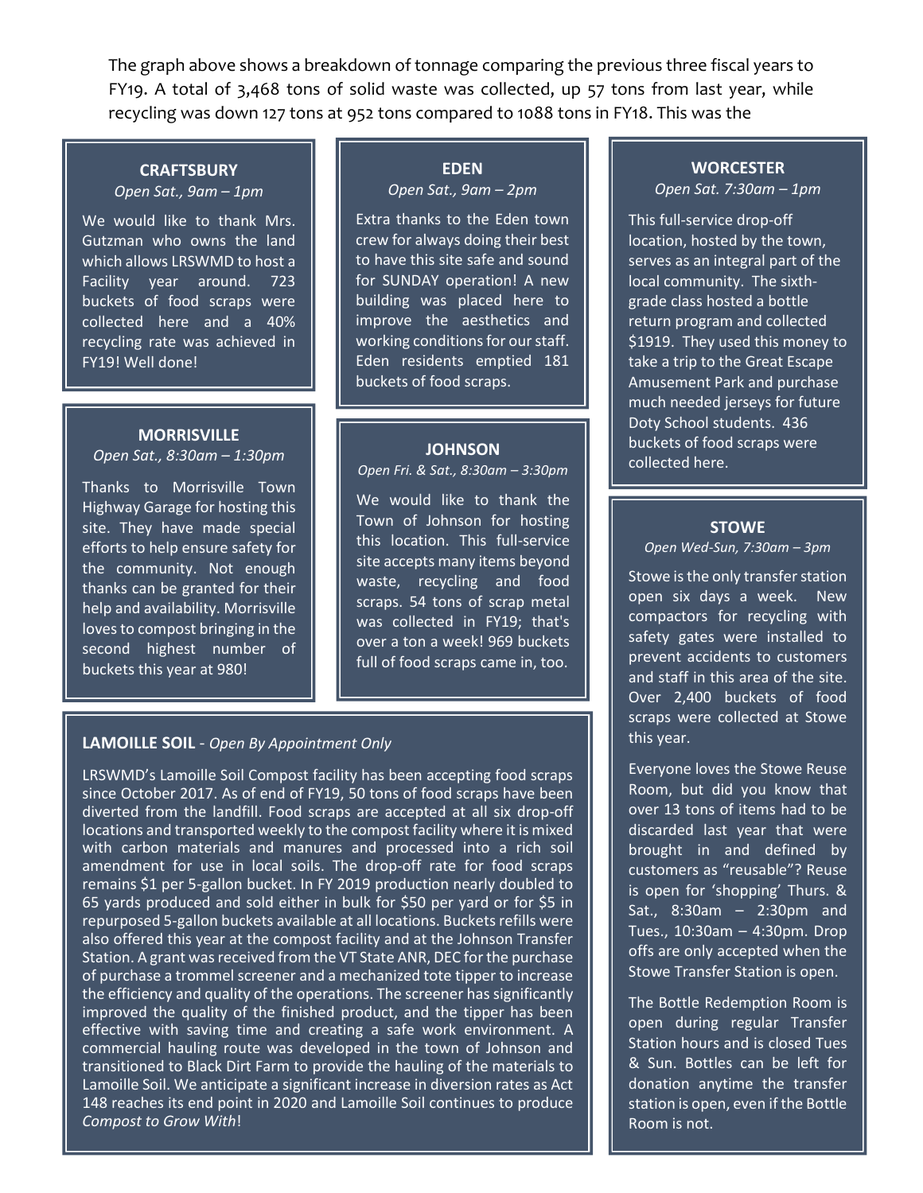The graph above shows a breakdown of tonnage comparing the previous three fiscal years to FY19. A total of 3,468 tons of solid waste was collected, up 57 tons from last year, while recycling was down 127 tons at 952 tons compared to 1088 tons in FY18. This was the

### CRAFTSBURY

*Open Sat., 9am – 1pm*

We would like to thank Mrs. Gutzman who owns the land which allows LRSWMD to host a Facility year around. 723 buckets of food scraps were collected here and a 40% recycling rate was achieved in FY19! Well done!

### MORRISVILLE

*Open Sat., 8:30am – 1:30pm*

Thanks to Morrisville Town Highway Garage for hosting this site. They have made special efforts to help ensure safety for the community. Not enough thanks can be granted for their help and availability. Morrisville loves to compost bringing in the second highest number of buckets this year at 980!

### EDEN

*Open Sat., 9am – 2pm*

Extra thanks to the Eden town crew for always doing their best to have this site safe and sound for SUNDAY operation! A new building was placed here to improve the aesthetics and working conditions for our staff. Eden residents emptied 181 buckets of food scraps.

### JOHNSON

*Open Fri. & Sat., 8:30am – 3:30pm*

We would like to thank the Town of Johnson for hosting this location. This full-service site accepts many items beyond waste, recycling and food scraps. 54 tons of scrap metal was collected in FY19; that's over a ton a week! 969 buckets full of food scraps came in, too.

### LAMOILLE SOIL - *Open By Appointment Only*

LRSWMD's Lamoille Soil Compost facility has been accepting food scraps since October 2017. As of end of FY19, 50 tons of food scraps have been diverted from the landfill. Food scraps are accepted at all six drop-off locations and transported weekly to the compost facility where it is mixed with carbon materials and manures and processed into a rich soil amendment for use in local soils. The drop-off rate for food scraps remains $1 per 5-gallon bucket. In FY 2019 production nearly doubled to 65 yards produced and sold either in bulk for $50 per yard or for $5 in repurposed 5-gallon buckets available at all locations. Buckets refills were also offered this year at the compost facility and at the Johnson Transfer Station. A grant was received from the VT State ANR, DEC for the purchase of purchase a trommel screener and a mechanized tote tipper to increase the efficiency and quality of the operations. The screener has significantly improved the quality of the finished product, and the tipper has been effective with saving time and creating a safe work environment. A commercial hauling route was developed in the town of Johnson and transitioned to Black Dirt Farm to provide the hauling of the materials to Lamoille Soil. We anticipate a significant increase in diversion rates as Act 148 reaches its end point in 2020 and Lamoille Soil continues to produce *Compost to Grow With*!

### WORCESTER

*Open Sat. 7:30am – 1pm*

This full-service drop-off location, hosted by the town, serves as an integral part of the local community. The sixth-grade class hosted a bottle return program and collected $1919. They used this money to take a trip to the Great Escape Amusement Park and purchase much needed jerseys for future Doty School students. 436 buckets of food scraps were collected here.

### STOWE

*Open Wed-Sun, 7:30am – 3pm*

Stowe is the only transfer station open six days a week. New compactors for recycling with safety gates were installed to prevent accidents to customers and staff in this area of the site. Over 2,400 buckets of food scraps were collected at Stowe this year.

Everyone loves the Stowe Reuse Room, but did you know that over 13 tons of items had to be discarded last year that were brought in and defined by customers as "reusable"? Reuse is open for 'shopping' Thurs. & Sat., 8:30am – 2:30pm and Tues., 10:30am – 4:30pm. Drop offs are only accepted when the Stowe Transfer Station is open.

The Bottle Redemption Room is open during regular Transfer Station hours and is closed Tues & Sun. Bottles can be left for donation anytime the transfer station is open, even if the Bottle Room is not.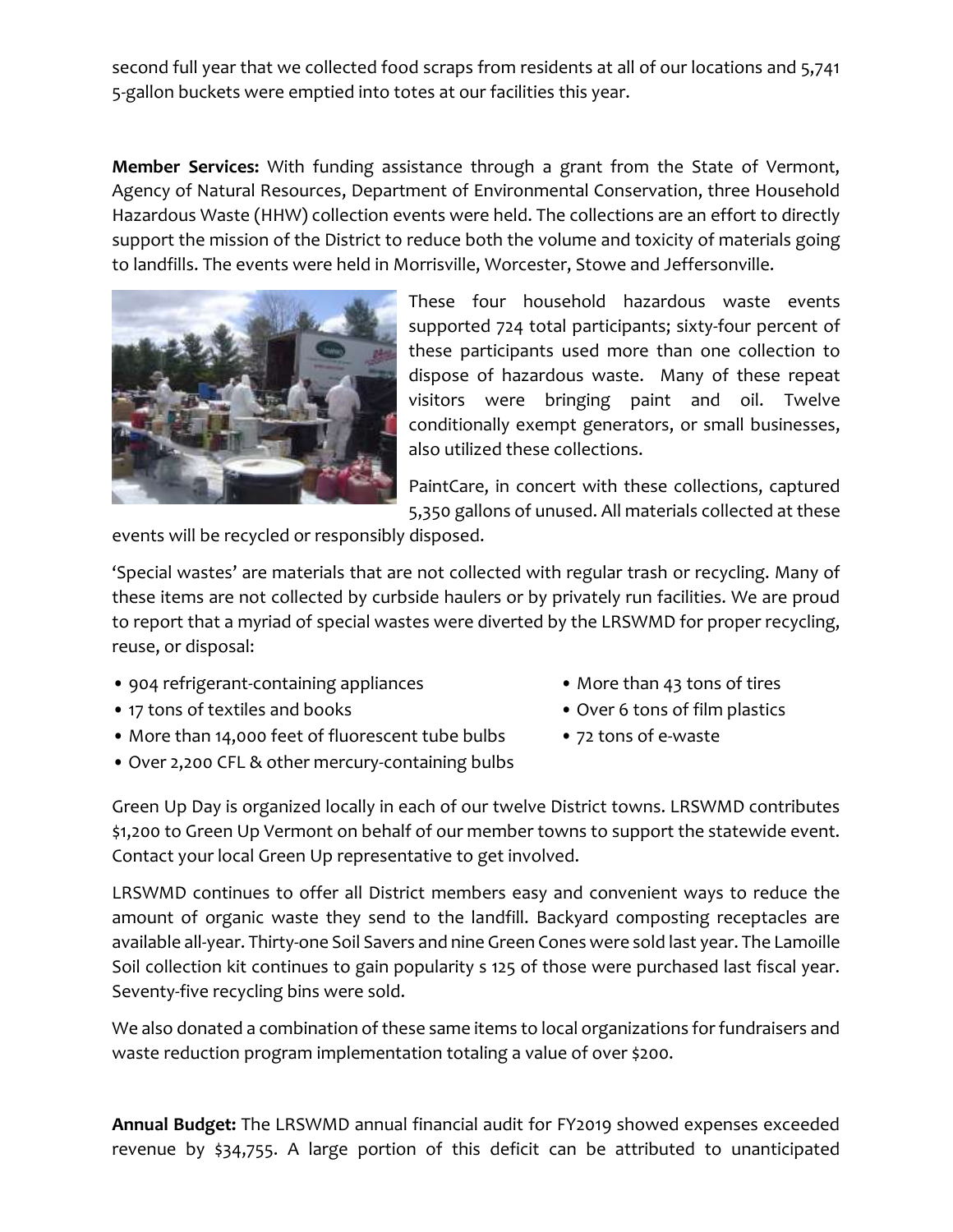second full year that we collected food scraps from residents at all of our locations and 5,741 5-gallon buckets were emptied into totes at our facilities this year.

**Member Services:** With funding assistance through a grant from the State of Vermont, Agency of Natural Resources, Department of Environmental Conservation, three Household Hazardous Waste (HHW) collection events were held. The collections are an effort to directly support the mission of the District to reduce both the volume and toxicity of materials going to landfills. The events were held in Morrisville, Worcester, Stowe and Jeffersonville.

These four household hazardous waste events supported 724 total participants; sixty-four percent of these participants used more than one collection to dispose of hazardous waste. Many of these repeat visitors were bringing paint and oil. Twelve conditionally exempt generators, or small businesses, also utilized these collections.

PaintCare, in concert with these collections, captured 5,350 gallons of unused. All materials collected at these events will be recycled or responsibly disposed.

'Special wastes' are materials that are not collected with regular trash or recycling. Many of these items are not collected by curbside haulers or by privately run facilities. We are proud to report that a myriad of special wastes were diverted by the LRSWMD for proper recycling, reuse, or disposal:

- 904 refrigerant-containing appliances
- 17 tons of textiles and books
- More than 14,000 feet of fluorescent tube bulbs
- Over 2,200 CFL & other mercury-containing bulbs
- More than 43 tons of tires
- Over 6 tons of film plastics
- 72 tons of e-waste

Green Up Day is organized locally in each of our twelve District towns. LRSWMD contributes $1,200 to Green Up Vermont on behalf of our member towns to support the statewide event. Contact your local Green Up representative to get involved.

LRSWMD continues to offer all District members easy and convenient ways to reduce the amount of organic waste they send to the landfill. Backyard composting receptacles are available all-year. Thirty-one Soil Savers and nine Green Cones were sold last year. The Lamoille Soil collection kit continues to gain popularity s 125 of those were purchased last fiscal year. Seventy-five recycling bins were sold.

We also donated a combination of these same items to local organizations for fundraisers and waste reduction program implementation totaling a value of over $200.

**Annual Budget:** The LRSWMD annual financial audit for FY2019 showed expenses exceeded revenue by $34,755. A large portion of this deficit can be attributed to unanticipated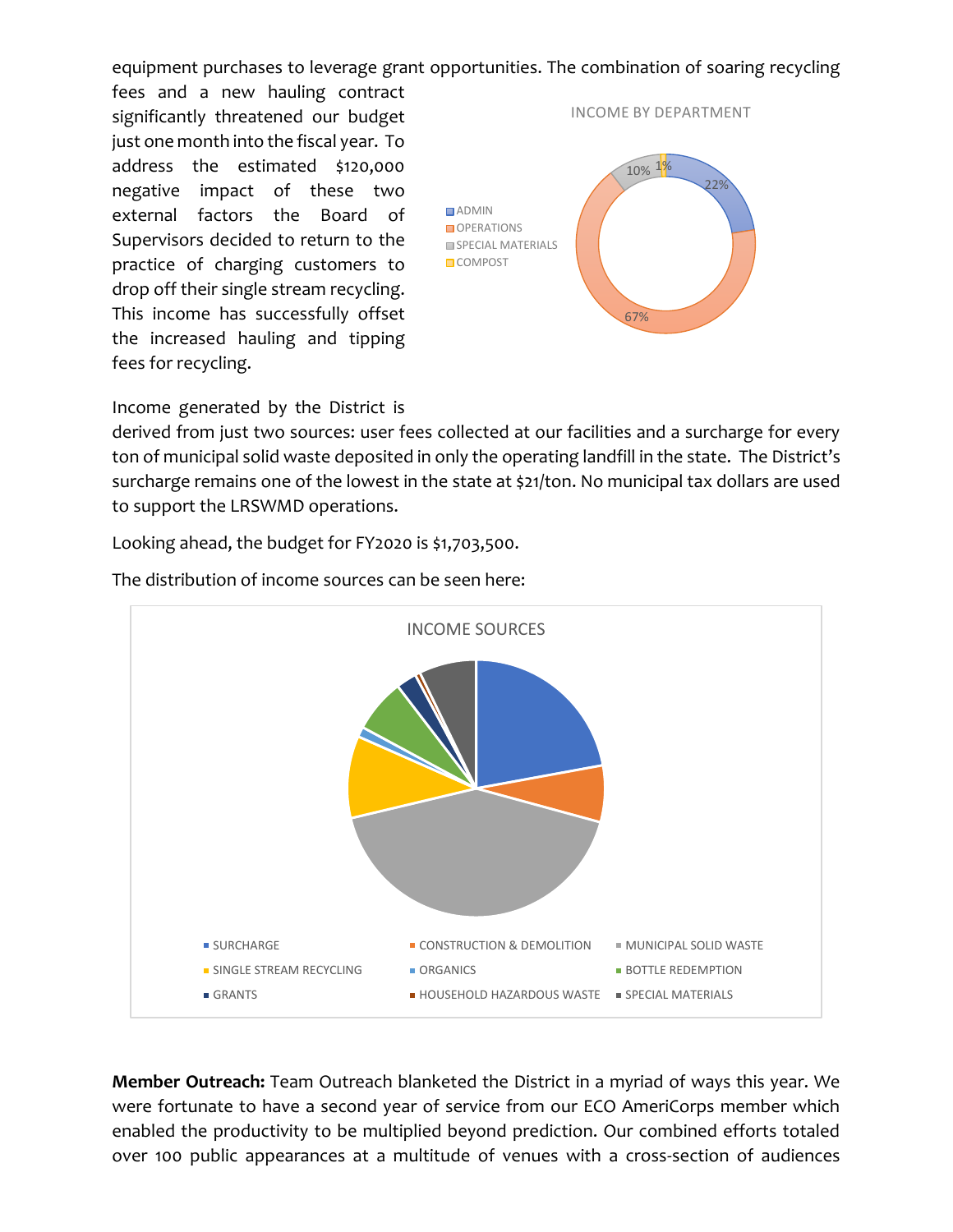equipment purchases to leverage grant opportunities. The combination of soaring recycling fees and a new hauling contract significantly threatened our budget just one month into the fiscal year. To address the estimated $120,000 negative impact of these two external factors the Board of Supervisors decided to return to the practice of charging customers to drop off their single stream recycling. This income has successfully offset the increased hauling and tipping fees for recycling.

INCOME BY DEPARTMENT

- ADMIN: 22%
- OPERATIONS: 67%
- SPECIAL MATERIALS: 10%
- COMPOST: 1%

Income generated by the District is derived from just two sources: user fees collected at our facilities and a surcharge for every ton of municipal solid waste deposited in only the operating landfill in the state. The District's surcharge remains one of the lowest in the state at $21/ton. No municipal tax dollars are used to support the LRSWMD operations.

Looking ahead, the budget for FY2020 is $1,703,500.

The distribution of income sources can be seen here:

INCOME SOURCES

- SURCHARGE
- CONSTRUCTION & DEMOLITION
- MUNICIPAL SOLID WASTE
- SINGLE STREAM RECYCLING
- ORGANICS
- BOTTLE REDEMPTION
- GRANTS
- HOUSEHOLD HAZARDOUS WASTE
- SPECIAL MATERIALS

**Member Outreach:** Team Outreach blanketed the District in a myriad of ways this year. We were fortunate to have a second year of service from our ECO AmeriCorps member which enabled the productivity to be multiplied beyond prediction. Our combined efforts totaled over 100 public appearances at a multitude of venues with a cross-section of audiences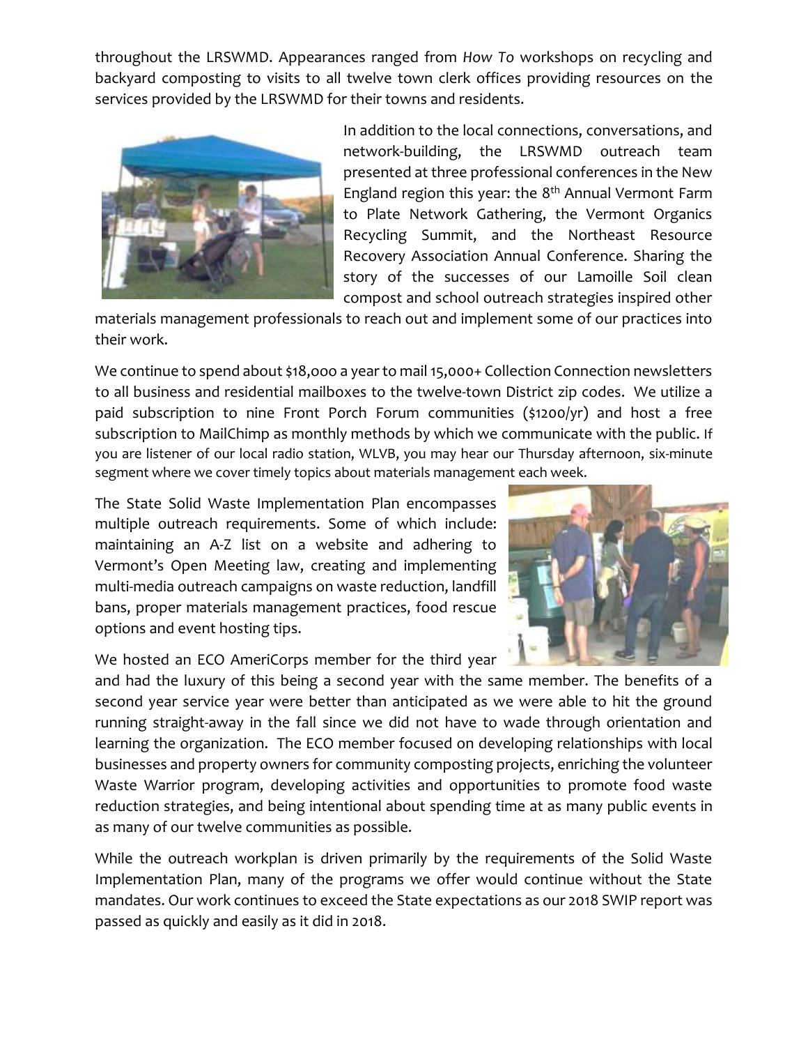throughout the LRSWMD. Appearances ranged from *How To* workshops on recycling and backyard composting to visits to all twelve town clerk offices providing resources on the services provided by the LRSWMD for their towns and residents.

In addition to the local connections, conversations, and network-building, the LRSWMD outreach team presented at three professional conferences in the New England region this year: the 8th Annual Vermont Farm to Plate Network Gathering, the Vermont Organics Recycling Summit, and the Northeast Resource Recovery Association Annual Conference. Sharing the story of the successes of our Lamoille Soil clean compost and school outreach strategies inspired other materials management professionals to reach out and implement some of our practices into their work.

We continue to spend about $18,000 a year to mail 15,000+ Collection Connection newsletters to all business and residential mailboxes to the twelve-town District zip codes. We utilize a paid subscription to nine Front Porch Forum communities ($1200/yr) and host a free subscription to MailChimp as monthly methods by which we communicate with the public. If you are listener of our local radio station, WLVB, you may hear our Thursday afternoon, six-minute segment where we cover timely topics about materials management each week.

The State Solid Waste Implementation Plan encompasses multiple outreach requirements. Some of which include: maintaining an A-Z list on a website and adhering to Vermont's Open Meeting law, creating and implementing multi-media outreach campaigns on waste reduction, landfill bans, proper materials management practices, food rescue options and event hosting tips.

We hosted an ECO AmeriCorps member for the third year and had the luxury of this being a second year with the same member. The benefits of a second year service year were better than anticipated as we were able to hit the ground running straight-away in the fall since we did not have to wade through orientation and learning the organization. The ECO member focused on developing relationships with local businesses and property owners for community composting projects, enriching the volunteer Waste Warrior program, developing activities and opportunities to promote food waste reduction strategies, and being intentional about spending time at as many public events in as many of our twelve communities as possible.

While the outreach workplan is driven primarily by the requirements of the Solid Waste Implementation Plan, many of the programs we offer would continue without the State mandates. Our work continues to exceed the State expectations as our 2018 SWIP report was passed as quickly and easily as it did in 2018.